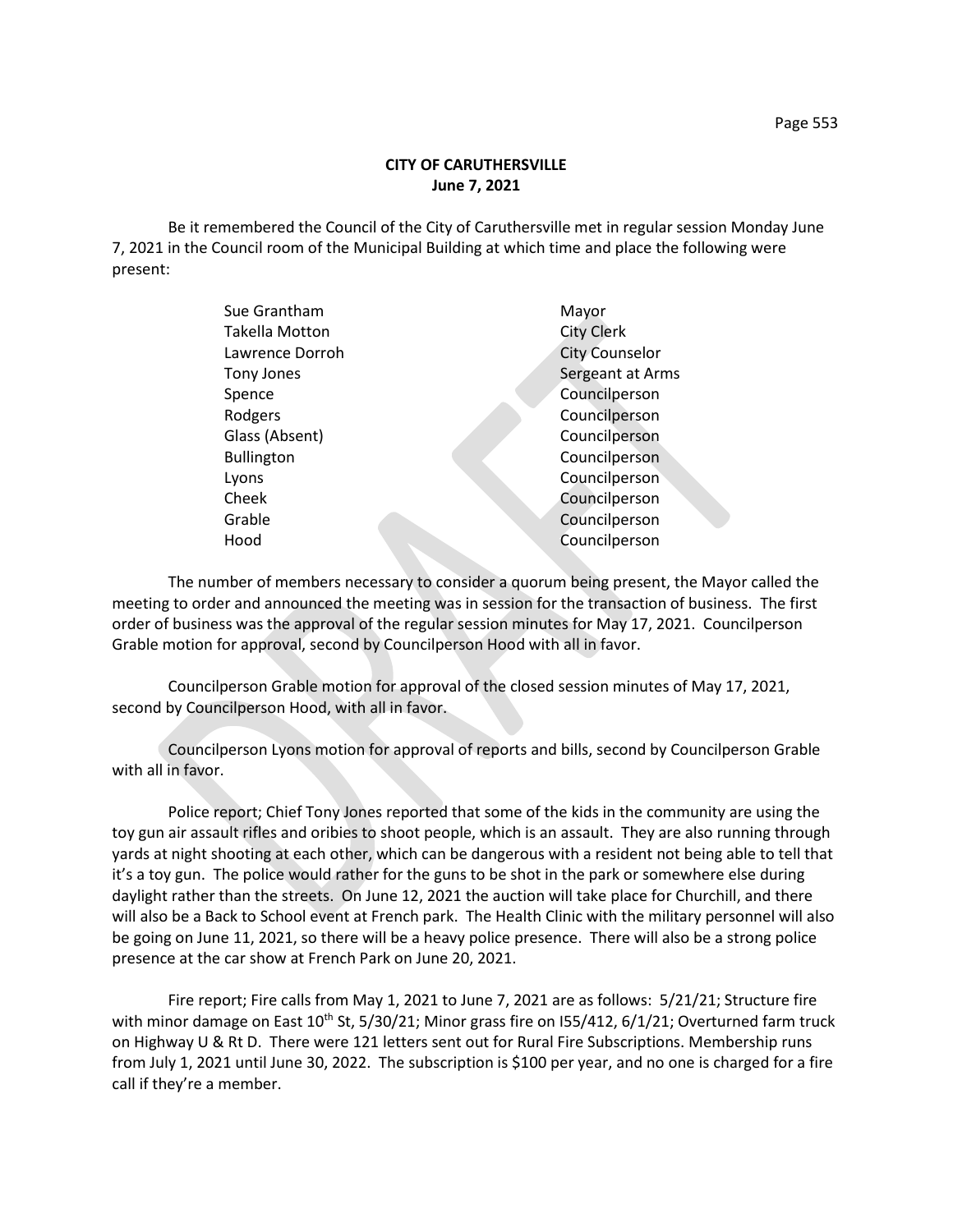**CITY OF CARUTHERSVILLE**
**June 7, 2021**

Be it remembered the Council of the City of Caruthersville met in regular session Monday June 7, 2021 in the Council room of the Municipal Building at which time and place the following were present:

| | |
|---|---|
| Sue Grantham | Mayor |
| Takella Motton | City Clerk |
| Lawrence Dorroh | City Counselor |
| Tony Jones | Sergeant at Arms |
| Spence | Councilperson |
| Rodgers | Councilperson |
| Glass (Absent) | Councilperson |
| Bullington | Councilperson |
| Lyons | Councilperson |
| Cheek | Councilperson |
| Grable | Councilperson |
| Hood | Councilperson |

The number of members necessary to consider a quorum being present, the Mayor called the meeting to order and announced the meeting was in session for the transaction of business. The first order of business was the approval of the regular session minutes for May 17, 2021. Councilperson Grable motion for approval, second by Councilperson Hood with all in favor.

Councilperson Grable motion for approval of the closed session minutes of May 17, 2021, second by Councilperson Hood, with all in favor.

Councilperson Lyons motion for approval of reports and bills, second by Councilperson Grable with all in favor.

Police report; Chief Tony Jones reported that some of the kids in the community are using the toy gun air assault rifles and oribies to shoot people, which is an assault. They are also running through yards at night shooting at each other, which can be dangerous with a resident not being able to tell that it's a toy gun. The police would rather for the guns to be shot in the park or somewhere else during daylight rather than the streets. On June 12, 2021 the auction will take place for Churchill, and there will also be a Back to School event at French park. The Health Clinic with the military personnel will also be going on June 11, 2021, so there will be a heavy police presence. There will also be a strong police presence at the car show at French Park on June 20, 2021.

Fire report; Fire calls from May 1, 2021 to June 7, 2021 are as follows: 5/21/21; Structure fire with minor damage on East 10th St, 5/30/21; Minor grass fire on I55/412, 6/1/21; Overturned farm truck on Highway U & Rt D. There were 121 letters sent out for Rural Fire Subscriptions. Membership runs from July 1, 2021 until June 30, 2022. The subscription is $100 per year, and no one is charged for a fire call if they're a member.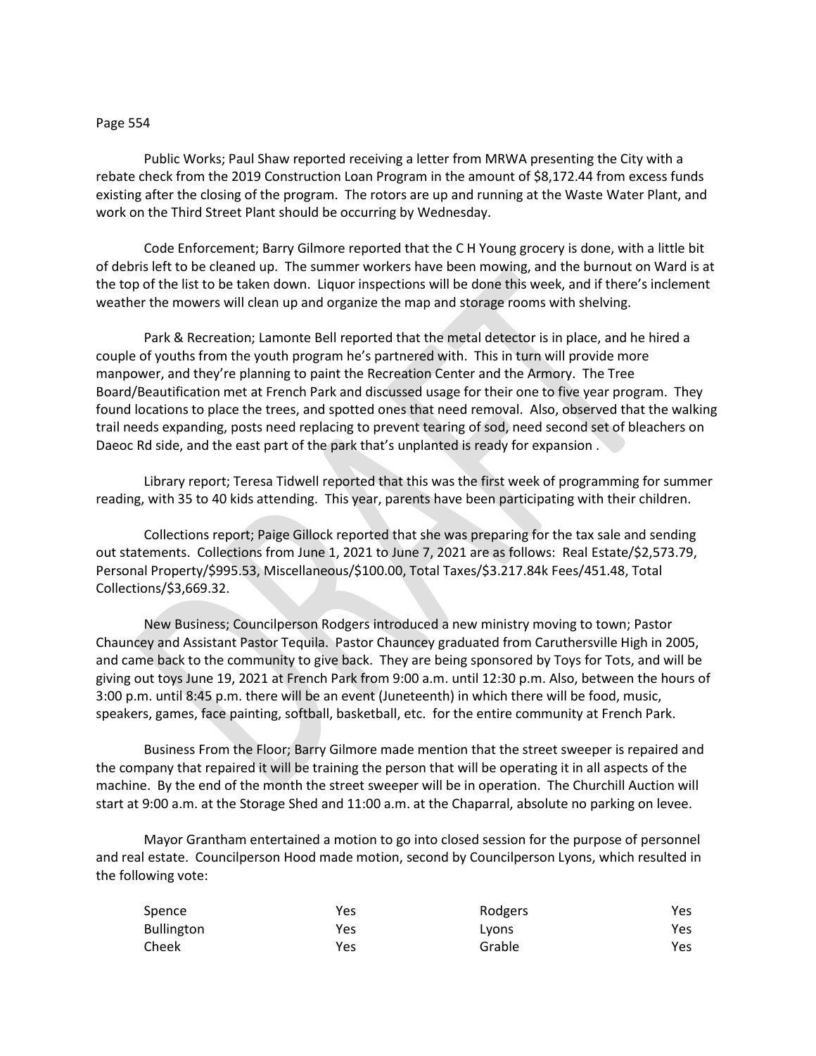Public Works; Paul Shaw reported receiving a letter from MRWA presenting the City with a rebate check from the 2019 Construction Loan Program in the amount of $8,172.44 from excess funds existing after the closing of the program. The rotors are up and running at the Waste Water Plant, and work on the Third Street Plant should be occurring by Wednesday.

Code Enforcement; Barry Gilmore reported that the C H Young grocery is done, with a little bit of debris left to be cleaned up. The summer workers have been mowing, and the burnout on Ward is at the top of the list to be taken down. Liquor inspections will be done this week, and if there's inclement weather the mowers will clean up and organize the map and storage rooms with shelving.

Park & Recreation; Lamonte Bell reported that the metal detector is in place, and he hired a couple of youths from the youth program he's partnered with. This in turn will provide more manpower, and they're planning to paint the Recreation Center and the Armory. The Tree Board/Beautification met at French Park and discussed usage for their one to five year program. They found locations to place the trees, and spotted ones that need removal. Also, observed that the walking trail needs expanding, posts need replacing to prevent tearing of sod, need second set of bleachers on Daeoc Rd side, and the east part of the park that's unplanted is ready for expansion .

Library report; Teresa Tidwell reported that this was the first week of programming for summer reading, with 35 to 40 kids attending. This year, parents have been participating with their children.

Collections report; Paige Gillock reported that she was preparing for the tax sale and sending out statements. Collections from June 1, 2021 to June 7, 2021 are as follows: Real Estate/$2,573.79, Personal Property/$995.53, Miscellaneous/$100.00, Total Taxes/$3.217.84k Fees/451.48, Total Collections/$3,669.32.

New Business; Councilperson Rodgers introduced a new ministry moving to town; Pastor Chauncey and Assistant Pastor Tequila. Pastor Chauncey graduated from Caruthersville High in 2005, and came back to the community to give back. They are being sponsored by Toys for Tots, and will be giving out toys June 19, 2021 at French Park from 9:00 a.m. until 12:30 p.m. Also, between the hours of 3:00 p.m. until 8:45 p.m. there will be an event (Juneteenth) in which there will be food, music, speakers, games, face painting, softball, basketball, etc. for the entire community at French Park.

Business From the Floor; Barry Gilmore made mention that the street sweeper is repaired and the company that repaired it will be training the person that will be operating it in all aspects of the machine. By the end of the month the street sweeper will be in operation. The Churchill Auction will start at 9:00 a.m. at the Storage Shed and 11:00 a.m. at the Chaparral, absolute no parking on levee.

Mayor Grantham entertained a motion to go into closed session for the purpose of personnel and real estate. Councilperson Hood made motion, second by Councilperson Lyons, which resulted in the following vote:

| | | | |
|---|---|---|---|
| Spence | Yes | Rodgers | Yes |
| Bullington | Yes | Lyons | Yes |
| Cheek | Yes | Grable | Yes |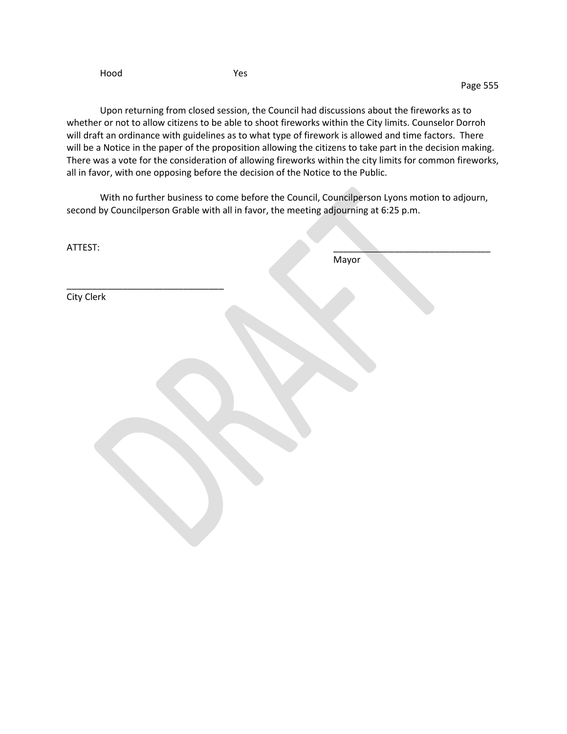Hood Yes

Upon returning from closed session, the Council had discussions about the fireworks as to whether or not to allow citizens to be able to shoot fireworks within the City limits. Counselor Dorroh will draft an ordinance with guidelines as to what type of firework is allowed and time factors. There will be a Notice in the paper of the proposition allowing the citizens to take part in the decision making. There was a vote for the consideration of allowing fireworks within the city limits for common fireworks, all in favor, with one opposing before the decision of the Notice to the Public.

With no further business to come before the Council, Councilperson Lyons motion to adjourn, second by Councilperson Grable with all in favor, the meeting adjourning at 6:25 p.m.

ATTEST:

_______________________________
Mayor

_______________________________
City Clerk